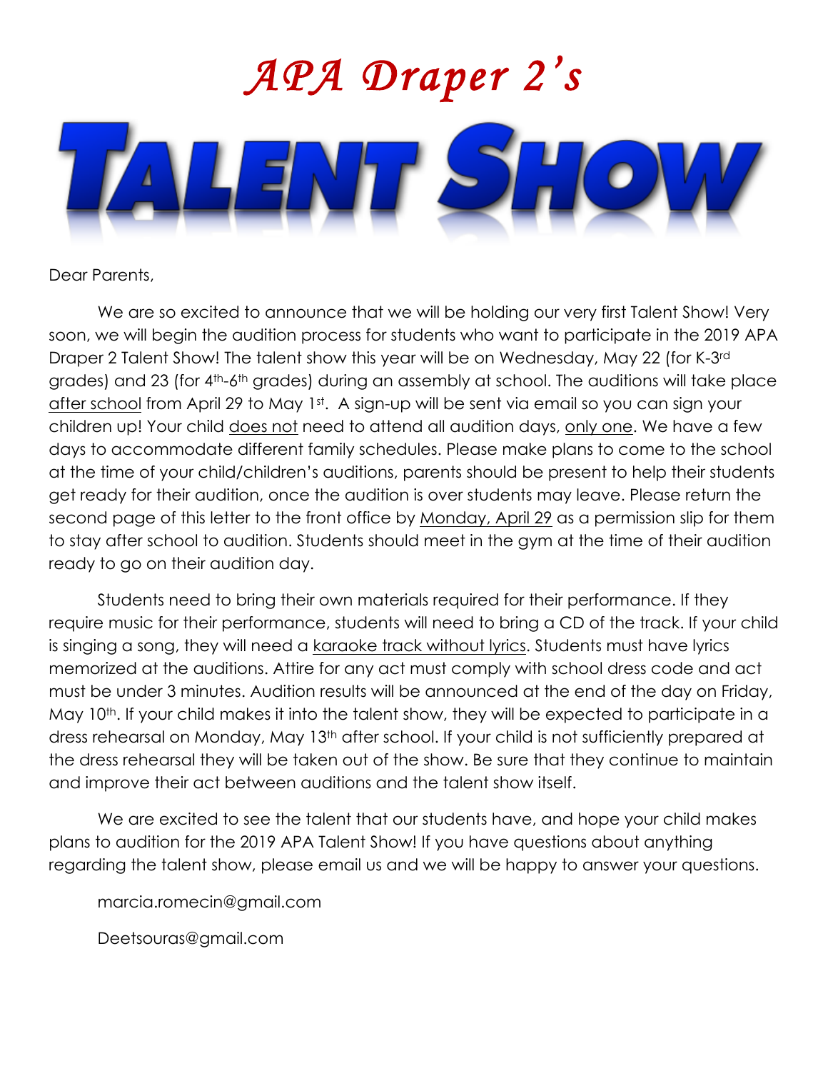# *APA Draper 2's*

# TALENT SHOW

Dear Parents,

We are so excited to announce that we will be holding our very first Talent Show! Very soon, we will begin the audition process for students who want to participate in the 2019 APA Draper 2 Talent Show! The talent show this year will be on Wednesday, May 22 (for K-3rd grades) and 23 (for 4th-6th grades) during an assembly at school. The auditions will take place after school from April 29 to May 1st. A sign-up will be sent via email so you can sign your children up! Your child does not need to attend all audition days, only one. We have a few days to accommodate different family schedules. Please make plans to come to the school at the time of your child/children's auditions, parents should be present to help their students get ready for their audition, once the audition is over students may leave. Please return the second page of this letter to the front office by Monday, April 29 as a permission slip for them to stay after school to audition. Students should meet in the gym at the time of their audition ready to go on their audition day.

Students need to bring their own materials required for their performance. If they require music for their performance, students will need to bring a CD of the track. If your child is singing a song, they will need a karaoke track without lyrics. Students must have lyrics memorized at the auditions. Attire for any act must comply with school dress code and act must be under 3 minutes. Audition results will be announced at the end of the day on Friday, May 10th. If your child makes it into the talent show, they will be expected to participate in a dress rehearsal on Monday, May 13th after school. If your child is not sufficiently prepared at the dress rehearsal they will be taken out of the show. Be sure that they continue to maintain and improve their act between auditions and the talent show itself.

We are excited to see the talent that our students have, and hope your child makes plans to audition for the 2019 APA Talent Show! If you have questions about anything regarding the talent show, please email us and we will be happy to answer your questions.

marcia.romecin@gmail.com

Deetsouras@gmail.com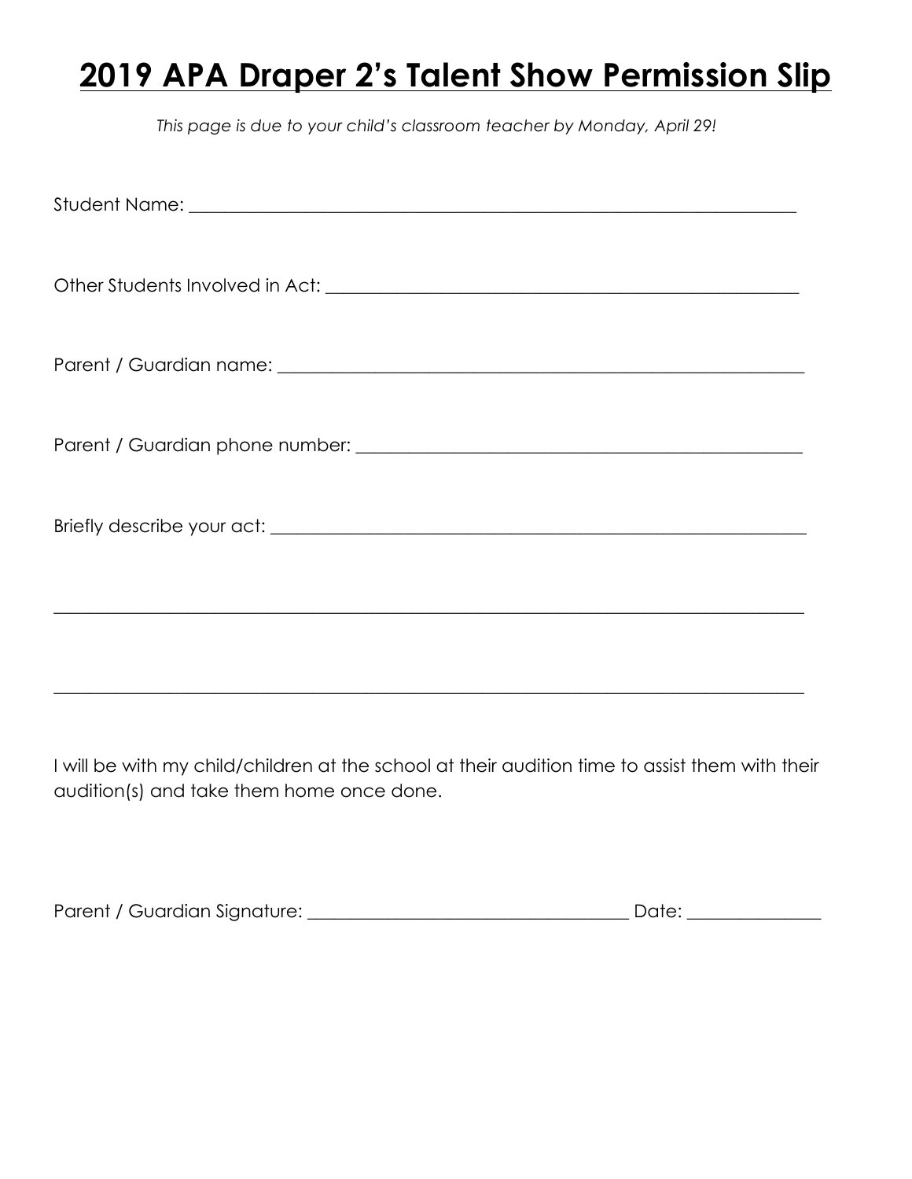# 2019 APA Draper 2's Talent Show Permission Slip

*This page is due to your child's classroom teacher by Monday, April 29!*

Student Name: ___________________________________________________________________

Other Students Involved in Act: ____________________________________________________

Parent / Guardian name: ________________________________________________________

Parent / Guardian phone number: _________________________________________________

Briefly describe your act: _________________________________________________________

_______________________________________________________________________________

_______________________________________________________________________________

I will be with my child/children at the school at their audition time to assist them with their audition(s) and take them home once done.

Parent / Guardian Signature: __________________________________ Date: _____________